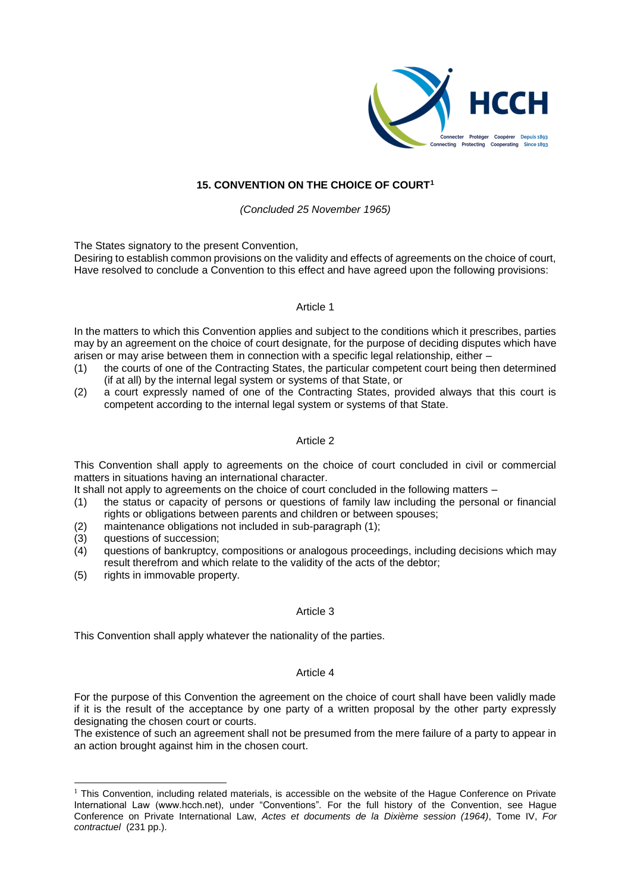# 15. CONVENTION ON THE CHOICE OF COURT[1]

*(Concluded 25 November 1965)*

The States signatory to the present Convention,
Desiring to establish common provisions on the validity and effects of agreements on the choice of court,
Have resolved to conclude a Convention to this effect and have agreed upon the following provisions:

## Article 1

In the matters to which this Convention applies and subject to the conditions which it prescribes, parties may by an agreement on the choice of court designate, for the purpose of deciding disputes which have arisen or may arise between them in connection with a specific legal relationship, either –

(1) the courts of one of the Contracting States, the particular competent court being then determined (if at all) by the internal legal system or systems of that State, or

(2) a court expressly named of one of the Contracting States, provided always that this court is competent according to the internal legal system or systems of that State.

## Article 2

This Convention shall apply to agreements on the choice of court concluded in civil or commercial matters in situations having an international character.
It shall not apply to agreements on the choice of court concluded in the following matters –

(1) the status or capacity of persons or questions of family law including the personal or financial rights or obligations between parents and children or between spouses;

(2) maintenance obligations not included in sub-paragraph (1);

(3) questions of succession;

(4) questions of bankruptcy, compositions or analogous proceedings, including decisions which may result therefrom and which relate to the validity of the acts of the debtor;

(5) rights in immovable property.

## Article 3

This Convention shall apply whatever the nationality of the parties.

## Article 4

For the purpose of this Convention the agreement on the choice of court shall have been validly made if it is the result of the acceptance by one party of a written proposal by the other party expressly designating the chosen court or courts.
The existence of such an agreement shall not be presumed from the mere failure of a party to appear in an action brought against him in the chosen court.

---

[1] This Convention, including related materials, is accessible on the website of the Hague Conference on Private International Law (www.hcch.net), under "Conventions". For the full history of the Convention, see Hague Conference on Private International Law, *Actes et documents de la Dixième session (1964)*, Tome IV, *For contractuel* (231 pp.).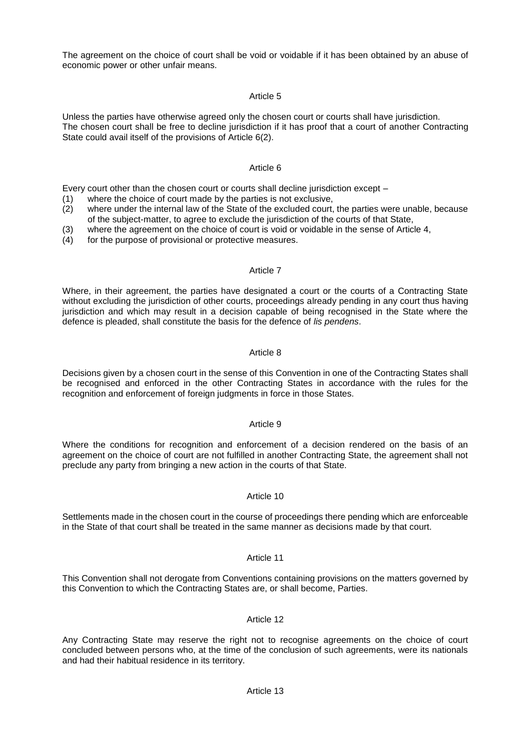The agreement on the choice of court shall be void or voidable if it has been obtained by an abuse of economic power or other unfair means.

## Article 5

Unless the parties have otherwise agreed only the chosen court or courts shall have jurisdiction.
The chosen court shall be free to decline jurisdiction if it has proof that a court of another Contracting State could avail itself of the provisions of Article 6(2).

## Article 6

Every court other than the chosen court or courts shall decline jurisdiction except –

(1) where the choice of court made by the parties is not exclusive,
(2) where under the internal law of the State of the excluded court, the parties were unable, because of the subject-matter, to agree to exclude the jurisdiction of the courts of that State,
(3) where the agreement on the choice of court is void or voidable in the sense of Article 4,
(4) for the purpose of provisional or protective measures.

## Article 7

Where, in their agreement, the parties have designated a court or the courts of a Contracting State without excluding the jurisdiction of other courts, proceedings already pending in any court thus having jurisdiction and which may result in a decision capable of being recognised in the State where the defence is pleaded, shall constitute the basis for the defence of *lis pendens*.

## Article 8

Decisions given by a chosen court in the sense of this Convention in one of the Contracting States shall be recognised and enforced in the other Contracting States in accordance with the rules for the recognition and enforcement of foreign judgments in force in those States.

## Article 9

Where the conditions for recognition and enforcement of a decision rendered on the basis of an agreement on the choice of court are not fulfilled in another Contracting State, the agreement shall not preclude any party from bringing a new action in the courts of that State.

## Article 10

Settlements made in the chosen court in the course of proceedings there pending which are enforceable in the State of that court shall be treated in the same manner as decisions made by that court.

## Article 11

This Convention shall not derogate from Conventions containing provisions on the matters governed by this Convention to which the Contracting States are, or shall become, Parties.

## Article 12

Any Contracting State may reserve the right not to recognise agreements on the choice of court concluded between persons who, at the time of the conclusion of such agreements, were its nationals and had their habitual residence in its territory.

## Article 13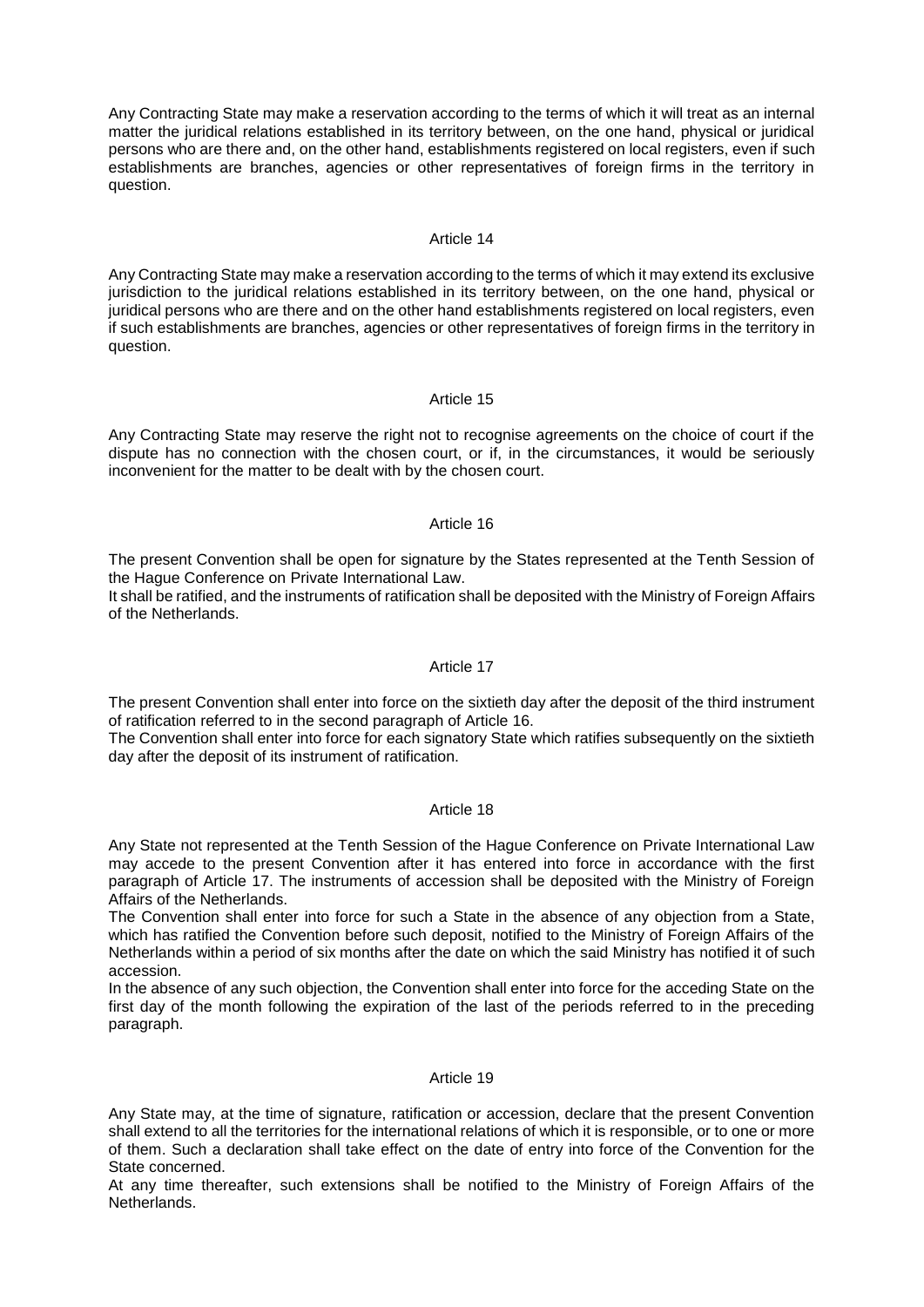Any Contracting State may make a reservation according to the terms of which it will treat as an internal matter the juridical relations established in its territory between, on the one hand, physical or juridical persons who are there and, on the other hand, establishments registered on local registers, even if such establishments are branches, agencies or other representatives of foreign firms in the territory in question.

### Article 14

Any Contracting State may make a reservation according to the terms of which it may extend its exclusive jurisdiction to the juridical relations established in its territory between, on the one hand, physical or juridical persons who are there and on the other hand establishments registered on local registers, even if such establishments are branches, agencies or other representatives of foreign firms in the territory in question.

### Article 15

Any Contracting State may reserve the right not to recognise agreements on the choice of court if the dispute has no connection with the chosen court, or if, in the circumstances, it would be seriously inconvenient for the matter to be dealt with by the chosen court.

### Article 16

The present Convention shall be open for signature by the States represented at the Tenth Session of the Hague Conference on Private International Law.

It shall be ratified, and the instruments of ratification shall be deposited with the Ministry of Foreign Affairs of the Netherlands.

### Article 17

The present Convention shall enter into force on the sixtieth day after the deposit of the third instrument of ratification referred to in the second paragraph of Article 16.

The Convention shall enter into force for each signatory State which ratifies subsequently on the sixtieth day after the deposit of its instrument of ratification.

### Article 18

Any State not represented at the Tenth Session of the Hague Conference on Private International Law may accede to the present Convention after it has entered into force in accordance with the first paragraph of Article 17. The instruments of accession shall be deposited with the Ministry of Foreign Affairs of the Netherlands.

The Convention shall enter into force for such a State in the absence of any objection from a State, which has ratified the Convention before such deposit, notified to the Ministry of Foreign Affairs of the Netherlands within a period of six months after the date on which the said Ministry has notified it of such accession.

In the absence of any such objection, the Convention shall enter into force for the acceding State on the first day of the month following the expiration of the last of the periods referred to in the preceding paragraph.

### Article 19

Any State may, at the time of signature, ratification or accession, declare that the present Convention shall extend to all the territories for the international relations of which it is responsible, or to one or more of them. Such a declaration shall take effect on the date of entry into force of the Convention for the State concerned.

At any time thereafter, such extensions shall be notified to the Ministry of Foreign Affairs of the Netherlands.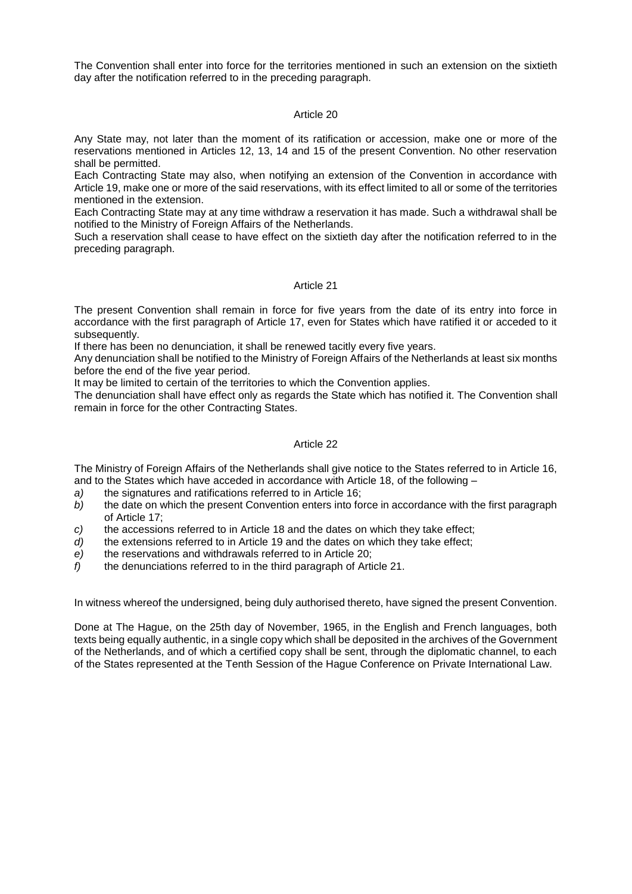The Convention shall enter into force for the territories mentioned in such an extension on the sixtieth day after the notification referred to in the preceding paragraph.

Article 20

Any State may, not later than the moment of its ratification or accession, make one or more of the reservations mentioned in Articles 12, 13, 14 and 15 of the present Convention. No other reservation shall be permitted.

Each Contracting State may also, when notifying an extension of the Convention in accordance with Article 19, make one or more of the said reservations, with its effect limited to all or some of the territories mentioned in the extension.

Each Contracting State may at any time withdraw a reservation it has made. Such a withdrawal shall be notified to the Ministry of Foreign Affairs of the Netherlands.

Such a reservation shall cease to have effect on the sixtieth day after the notification referred to in the preceding paragraph.

Article 21

The present Convention shall remain in force for five years from the date of its entry into force in accordance with the first paragraph of Article 17, even for States which have ratified it or acceded to it subsequently.

If there has been no denunciation, it shall be renewed tacitly every five years.

Any denunciation shall be notified to the Ministry of Foreign Affairs of the Netherlands at least six months before the end of the five year period.

It may be limited to certain of the territories to which the Convention applies.

The denunciation shall have effect only as regards the State which has notified it. The Convention shall remain in force for the other Contracting States.

Article 22

The Ministry of Foreign Affairs of the Netherlands shall give notice to the States referred to in Article 16, and to the States which have acceded in accordance with Article 18, of the following –

*a)* the signatures and ratifications referred to in Article 16;
*b)* the date on which the present Convention enters into force in accordance with the first paragraph of Article 17;
*c)* the accessions referred to in Article 18 and the dates on which they take effect;
*d)* the extensions referred to in Article 19 and the dates on which they take effect;
*e)* the reservations and withdrawals referred to in Article 20;
*f)* the denunciations referred to in the third paragraph of Article 21.

In witness whereof the undersigned, being duly authorised thereto, have signed the present Convention.

Done at The Hague, on the 25th day of November, 1965, in the English and French languages, both texts being equally authentic, in a single copy which shall be deposited in the archives of the Government of the Netherlands, and of which a certified copy shall be sent, through the diplomatic channel, to each of the States represented at the Tenth Session of the Hague Conference on Private International Law.